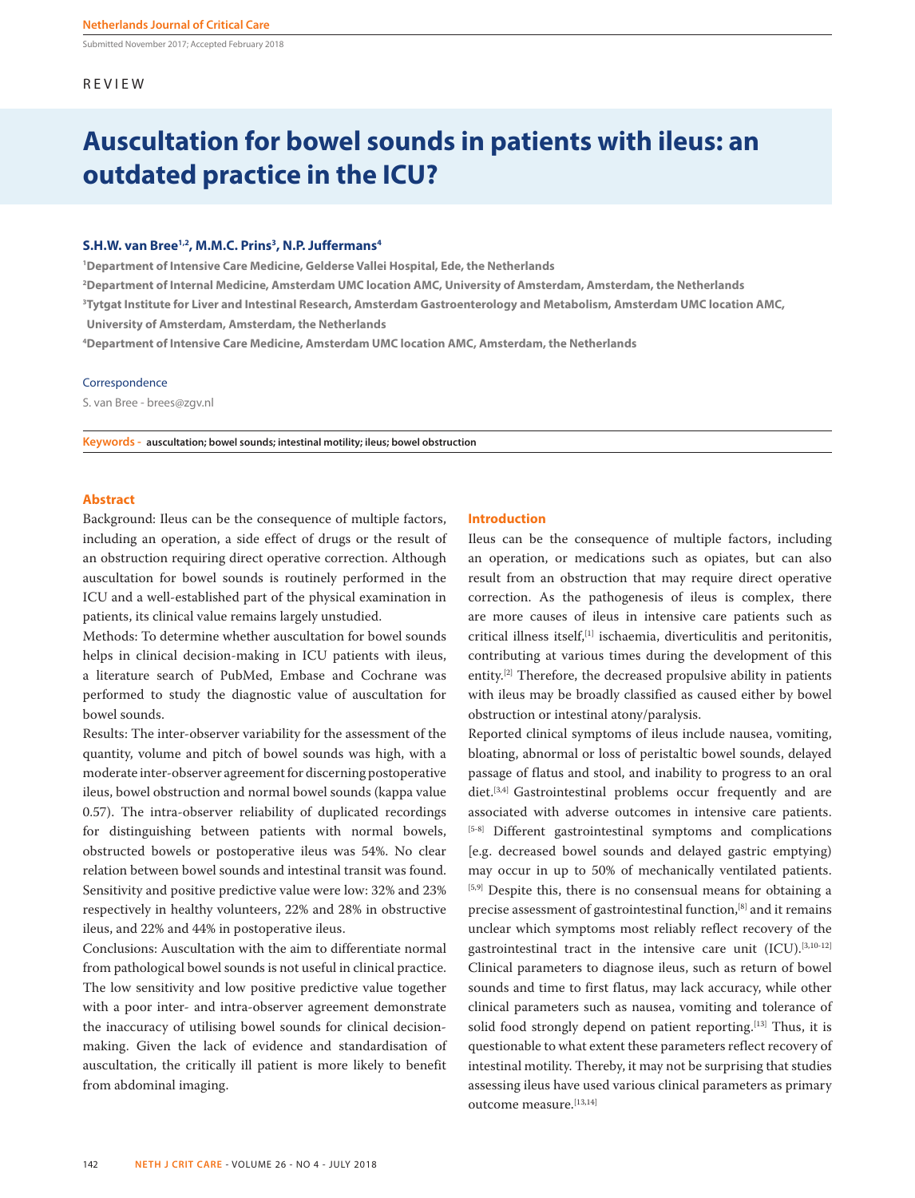Submitted November 2017; Accepted February 2018

REVIEW

# Auscultation for bowel sounds in patients with ileus: an outdated practice in the ICU?

**S.H.W. van Bree[1,2], M.M.C. Prins[3], N.P. Juffermans[4]**

[1]Department of Intensive Care Medicine, Gelderse Vallei Hospital, Ede, the Netherlands
[2]Department of Internal Medicine, Amsterdam UMC location AMC, University of Amsterdam, Amsterdam, the Netherlands
[3]Tytgat Institute for Liver and Intestinal Research, Amsterdam Gastroenterology and Metabolism, Amsterdam UMC location AMC, University of Amsterdam, Amsterdam, the Netherlands
[4]Department of Intensive Care Medicine, Amsterdam UMC location AMC, Amsterdam, the Netherlands

Correspondence

S. van Bree - brees@zgv.nl

**Keywords -** auscultation; bowel sounds; intestinal motility; ileus; bowel obstruction

## Abstract

Background: Ileus can be the consequence of multiple factors, including an operation, a side effect of drugs or the result of an obstruction requiring direct operative correction. Although auscultation for bowel sounds is routinely performed in the ICU and a well-established part of the physical examination in patients, its clinical value remains largely unstudied.

Methods: To determine whether auscultation for bowel sounds helps in clinical decision-making in ICU patients with ileus, a literature search of PubMed, Embase and Cochrane was performed to study the diagnostic value of auscultation for bowel sounds.

Results: The inter-observer variability for the assessment of the quantity, volume and pitch of bowel sounds was high, with a moderate inter-observer agreement for discerning postoperative ileus, bowel obstruction and normal bowel sounds (kappa value 0.57). The intra-observer reliability of duplicated recordings for distinguishing between patients with normal bowels, obstructed bowels or postoperative ileus was 54%. No clear relation between bowel sounds and intestinal transit was found. Sensitivity and positive predictive value were low: 32% and 23% respectively in healthy volunteers, 22% and 28% in obstructive ileus, and 22% and 44% in postoperative ileus.

Conclusions: Auscultation with the aim to differentiate normal from pathological bowel sounds is not useful in clinical practice. The low sensitivity and low positive predictive value together with a poor inter- and intra-observer agreement demonstrate the inaccuracy of utilising bowel sounds for clinical decision-making. Given the lack of evidence and standardisation of auscultation, the critically ill patient is more likely to benefit from abdominal imaging.

## Introduction

Ileus can be the consequence of multiple factors, including an operation, or medications such as opiates, but can also result from an obstruction that may require direct operative correction. As the pathogenesis of ileus is complex, there are more causes of ileus in intensive care patients such as critical illness itself,[1] ischaemia, diverticulitis and peritonitis, contributing at various times during the development of this entity.[2] Therefore, the decreased propulsive ability in patients with ileus may be broadly classified as caused either by bowel obstruction or intestinal atony/paralysis.

Reported clinical symptoms of ileus include nausea, vomiting, bloating, abnormal or loss of peristaltic bowel sounds, delayed passage of flatus and stool, and inability to progress to an oral diet.[3,4] Gastrointestinal problems occur frequently and are associated with adverse outcomes in intensive care patients.[5-8] Different gastrointestinal symptoms and complications [e.g. decreased bowel sounds and delayed gastric emptying) may occur in up to 50% of mechanically ventilated patients.[5,9] Despite this, there is no consensual means for obtaining a precise assessment of gastrointestinal function,[8] and it remains unclear which symptoms most reliably reflect recovery of the gastrointestinal tract in the intensive care unit (ICU).[3,10-12] Clinical parameters to diagnose ileus, such as return of bowel sounds and time to first flatus, may lack accuracy, while other clinical parameters such as nausea, vomiting and tolerance of solid food strongly depend on patient reporting.[13] Thus, it is questionable to what extent these parameters reflect recovery of intestinal motility. Thereby, it may not be surprising that studies assessing ileus have used various clinical parameters as primary outcome measure.[13,14]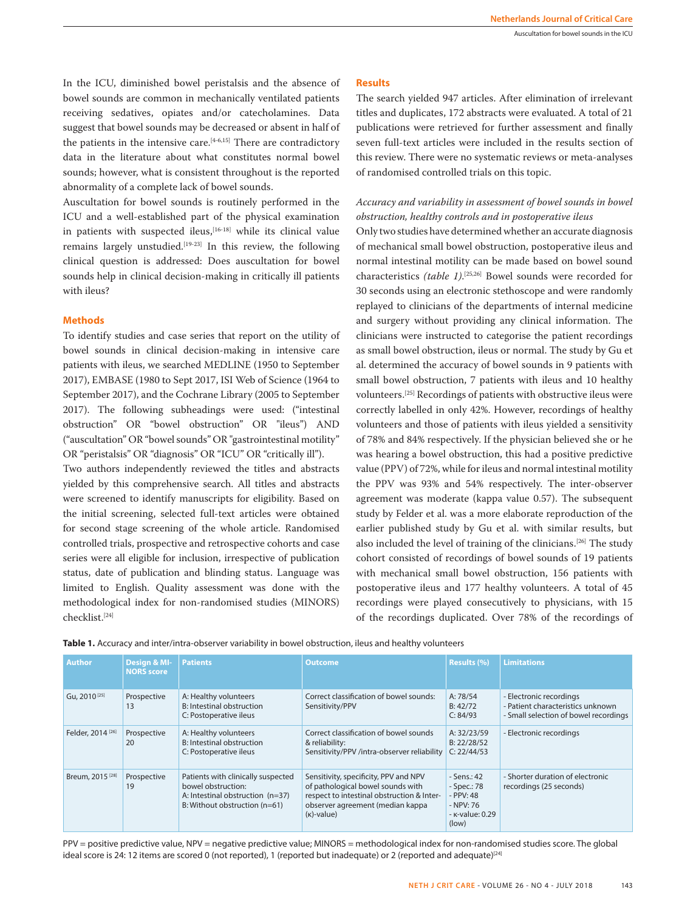In the ICU, diminished bowel peristalsis and the absence of bowel sounds are common in mechanically ventilated patients receiving sedatives, opiates and/or catecholamines. Data suggest that bowel sounds may be decreased or absent in half of the patients in the intensive care.[4-6,15] There are contradictory data in the literature about what constitutes normal bowel sounds; however, what is consistent throughout is the reported abnormality of a complete lack of bowel sounds.

Auscultation for bowel sounds is routinely performed in the ICU and a well-established part of the physical examination in patients with suspected ileus,[16-18] while its clinical value remains largely unstudied.[19-23] In this review, the following clinical question is addressed: Does auscultation for bowel sounds help in clinical decision-making in critically ill patients with ileus?

## Methods

To identify studies and case series that report on the utility of bowel sounds in clinical decision-making in intensive care patients with ileus, we searched MEDLINE (1950 to September 2017), EMBASE (1980 to Sept 2017, ISI Web of Science (1964 to September 2017), and the Cochrane Library (2005 to September 2017). The following subheadings were used: ("intestinal obstruction" OR "bowel obstruction" OR "ileus") AND ("auscultation" OR "bowel sounds" OR "gastrointestinal motility" OR "peristalsis" OR "diagnosis" OR "ICU" OR "critically ill").

Two authors independently reviewed the titles and abstracts yielded by this comprehensive search. All titles and abstracts were screened to identify manuscripts for eligibility. Based on the initial screening, selected full-text articles were obtained for second stage screening of the whole article. Randomised controlled trials, prospective and retrospective cohorts and case series were all eligible for inclusion, irrespective of publication status, date of publication and blinding status. Language was limited to English. Quality assessment was done with the methodological index for non-randomised studies (MINORS) checklist.[24]

## Results

The search yielded 947 articles. After elimination of irrelevant titles and duplicates, 172 abstracts were evaluated. A total of 21 publications were retrieved for further assessment and finally seven full-text articles were included in the results section of this review. There were no systematic reviews or meta-analyses of randomised controlled trials on this topic.

*Accuracy and variability in assessment of bowel sounds in bowel obstruction, healthy controls and in postoperative ileus*

Only two studies have determined whether an accurate diagnosis of mechanical small bowel obstruction, postoperative ileus and normal intestinal motility can be made based on bowel sound characteristics *(table 1)*.[25,26] Bowel sounds were recorded for 30 seconds using an electronic stethoscope and were randomly replayed to clinicians of the departments of internal medicine and surgery without providing any clinical information. The clinicians were instructed to categorise the patient recordings as small bowel obstruction, ileus or normal. The study by Gu et al. determined the accuracy of bowel sounds in 9 patients with small bowel obstruction, 7 patients with ileus and 10 healthy volunteers.[25] Recordings of patients with obstructive ileus were correctly labelled in only 42%. However, recordings of healthy volunteers and those of patients with ileus yielded a sensitivity of 78% and 84% respectively. If the physician believed she or he was hearing a bowel obstruction, this had a positive predictive value (PPV) of 72%, while for ileus and normal intestinal motility the PPV was 93% and 54% respectively. The inter-observer agreement was moderate (kappa value 0.57). The subsequent study by Felder et al. was a more elaborate reproduction of the earlier published study by Gu et al. with similar results, but also included the level of training of the clinicians.[26] The study cohort consisted of recordings of bowel sounds of 19 patients with mechanical small bowel obstruction, 156 patients with postoperative ileus and 177 healthy volunteers. A total of 45 recordings were played consecutively to physicians, with 15 of the recordings duplicated. Over 78% of the recordings of

**Table 1.** Accuracy and inter/intra-observer variability in bowel obstruction, ileus and healthy volunteers

| Author | Design & MINORS score | Patients | Outcome | Results (%) | Limitations |
|---|---|---|---|---|---|
| Gu, 2010 [25] | Prospective 13 | A: Healthy volunteers<br>B: Intestinal obstruction<br>C: Postoperative ileus | Correct classification of bowel sounds: Sensitivity/PPV | A: 78/54<br>B: 42/72<br>C: 84/93 | - Electronic recordings<br>- Patient characteristics unknown<br>- Small selection of bowel recordings |
| Felder, 2014 [26] | Prospective 20 | A: Healthy volunteers<br>B: Intestinal obstruction<br>C: Postoperative ileus | Correct classification of bowel sounds & reliability: Sensitivity/PPV /intra-observer reliability | A: 32/23/59<br>B: 22/28/52<br>C: 22/44/53 | - Electronic recordings |
| Breum, 2015 [28] | Prospective 19 | Patients with clinically suspected bowel obstruction:<br>A: Intestinal obstruction (n=37)<br>B: Without obstruction (n=61) | Sensitivity, specificity, PPV and NPV of pathological bowel sounds with respect to intestinal obstruction & Inter-observer agreement (median kappa (κ)-value) | - Sens.: 42<br>- Spec.: 78<br>- PPV: 48<br>- NPV: 76<br>- κ-value: 0.29 (low) | - Shorter duration of electronic recordings (25 seconds) |

PPV = positive predictive value, NPV = negative predictive value; MINORS = methodological index for non-randomised studies score. The global ideal score is 24: 12 items are scored 0 (not reported), 1 (reported but inadequate) or 2 (reported and adequate)[24]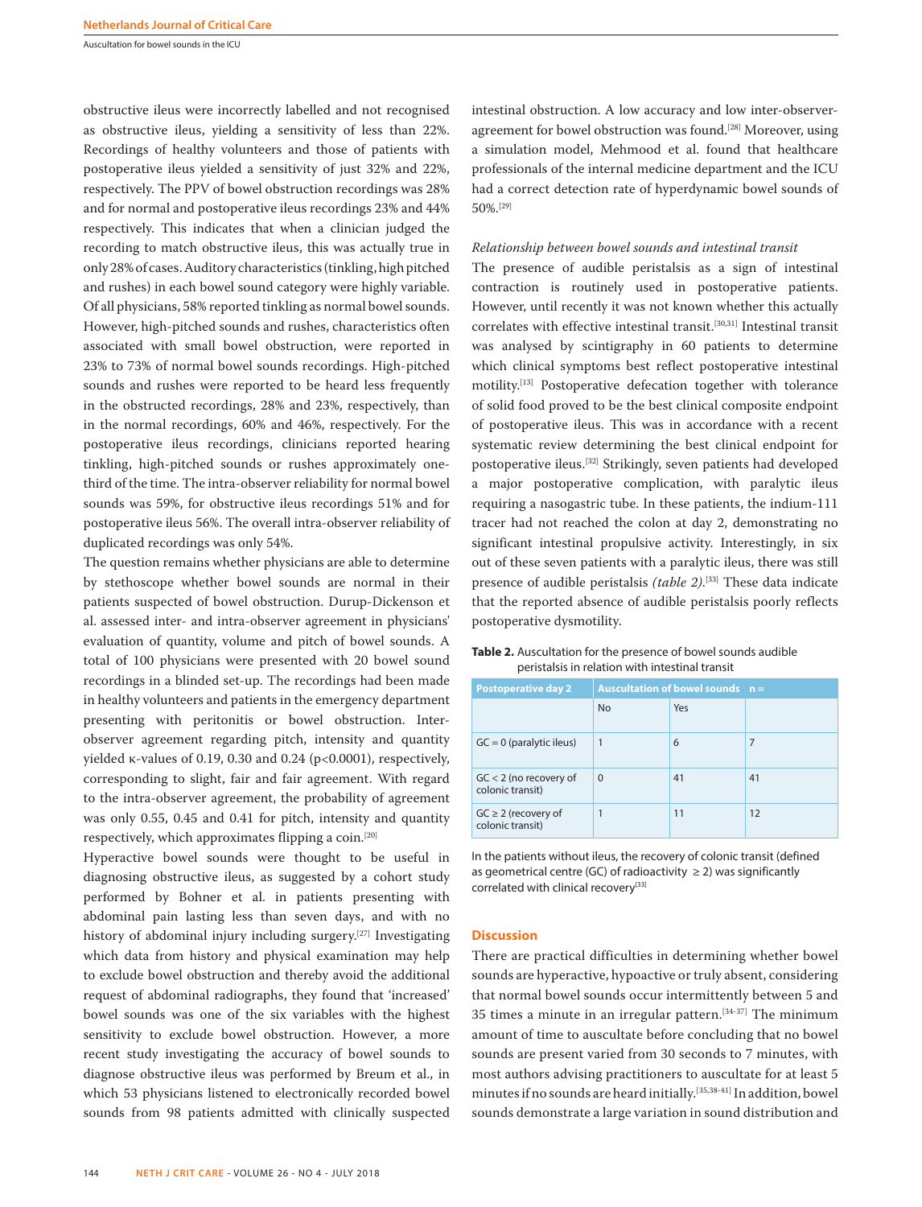obstructive ileus were incorrectly labelled and not recognised as obstructive ileus, yielding a sensitivity of less than 22%. Recordings of healthy volunteers and those of patients with postoperative ileus yielded a sensitivity of just 32% and 22%, respectively. The PPV of bowel obstruction recordings was 28% and for normal and postoperative ileus recordings 23% and 44% respectively. This indicates that when a clinician judged the recording to match obstructive ileus, this was actually true in only 28% of cases. Auditory characteristics (tinkling, high pitched and rushes) in each bowel sound category were highly variable. Of all physicians, 58% reported tinkling as normal bowel sounds. However, high-pitched sounds and rushes, characteristics often associated with small bowel obstruction, were reported in 23% to 73% of normal bowel sounds recordings. High-pitched sounds and rushes were reported to be heard less frequently in the obstructed recordings, 28% and 23%, respectively, than in the normal recordings, 60% and 46%, respectively. For the postoperative ileus recordings, clinicians reported hearing tinkling, high-pitched sounds or rushes approximately one-third of the time. The intra-observer reliability for normal bowel sounds was 59%, for obstructive ileus recordings 51% and for postoperative ileus 56%. The overall intra-observer reliability of duplicated recordings was only 54%.

The question remains whether physicians are able to determine by stethoscope whether bowel sounds are normal in their patients suspected of bowel obstruction. Durup-Dickenson et al. assessed inter- and intra-observer agreement in physicians' evaluation of quantity, volume and pitch of bowel sounds. A total of 100 physicians were presented with 20 bowel sound recordings in a blinded set-up. The recordings had been made in healthy volunteers and patients in the emergency department presenting with peritonitis or bowel obstruction. Inter-observer agreement regarding pitch, intensity and quantity yielded κ-values of 0.19, 0.30 and 0.24 ($p<0.0001$), respectively, corresponding to slight, fair and fair agreement. With regard to the intra-observer agreement, the probability of agreement was only 0.55, 0.45 and 0.41 for pitch, intensity and quantity respectively, which approximates flipping a coin.[20]

Hyperactive bowel sounds were thought to be useful in diagnosing obstructive ileus, as suggested by a cohort study performed by Bohner et al. in patients presenting with abdominal pain lasting less than seven days, and with no history of abdominal injury including surgery.[27] Investigating which data from history and physical examination may help to exclude bowel obstruction and thereby avoid the additional request of abdominal radiographs, they found that 'increased' bowel sounds was one of the six variables with the highest sensitivity to exclude bowel obstruction. However, a more recent study investigating the accuracy of bowel sounds to diagnose obstructive ileus was performed by Breum et al., in which 53 physicians listened to electronically recorded bowel sounds from 98 patients admitted with clinically suspected intestinal obstruction. A low accuracy and low inter-observer-agreement for bowel obstruction was found.[28] Moreover, using a simulation model, Mehmood et al. found that healthcare professionals of the internal medicine department and the ICU had a correct detection rate of hyperdynamic bowel sounds of 50%.[29]

*Relationship between bowel sounds and intestinal transit*

The presence of audible peristalsis as a sign of intestinal contraction is routinely used in postoperative patients. However, until recently it was not known whether this actually correlates with effective intestinal transit.[30,31] Intestinal transit was analysed by scintigraphy in 60 patients to determine which clinical symptoms best reflect postoperative intestinal motility.[13] Postoperative defecation together with tolerance of solid food proved to be the best clinical composite endpoint of postoperative ileus. This was in accordance with a recent systematic review determining the best clinical endpoint for postoperative ileus.[32] Strikingly, seven patients had developed a major postoperative complication, with paralytic ileus requiring a nasogastric tube. In these patients, the indium-111 tracer had not reached the colon at day 2, demonstrating no significant intestinal propulsive activity. Interestingly, in six out of these seven patients with a paralytic ileus, there was still presence of audible peristalsis *(table 2)*.[33] These data indicate that the reported absence of audible peristalsis poorly reflects postoperative dysmotility.

**Table 2.** Auscultation for the presence of bowel sounds audible peristalsis in relation with intestinal transit

| Postoperative day 2 | Auscultation of bowel sounds | | n = |
|---|---|---|---|
| | No | Yes | |
| GC = 0 (paralytic ileus) | 1 | 6 | 7 |
| GC < 2 (no recovery of colonic transit) | 0 | 41 | 41 |
| GC ≥ 2 (recovery of colonic transit) | 1 | 11 | 12 |

In the patients without ileus, the recovery of colonic transit (defined as geometrical centre (GC) of radioactivity ≥ 2) was significantly correlated with clinical recovery[33]

## Discussion

There are practical difficulties in determining whether bowel sounds are hyperactive, hypoactive or truly absent, considering that normal bowel sounds occur intermittently between 5 and 35 times a minute in an irregular pattern.[34-37] The minimum amount of time to auscultate before concluding that no bowel sounds are present varied from 30 seconds to 7 minutes, with most authors advising practitioners to auscultate for at least 5 minutes if no sounds are heard initially.[35,38-41] In addition, bowel sounds demonstrate a large variation in sound distribution and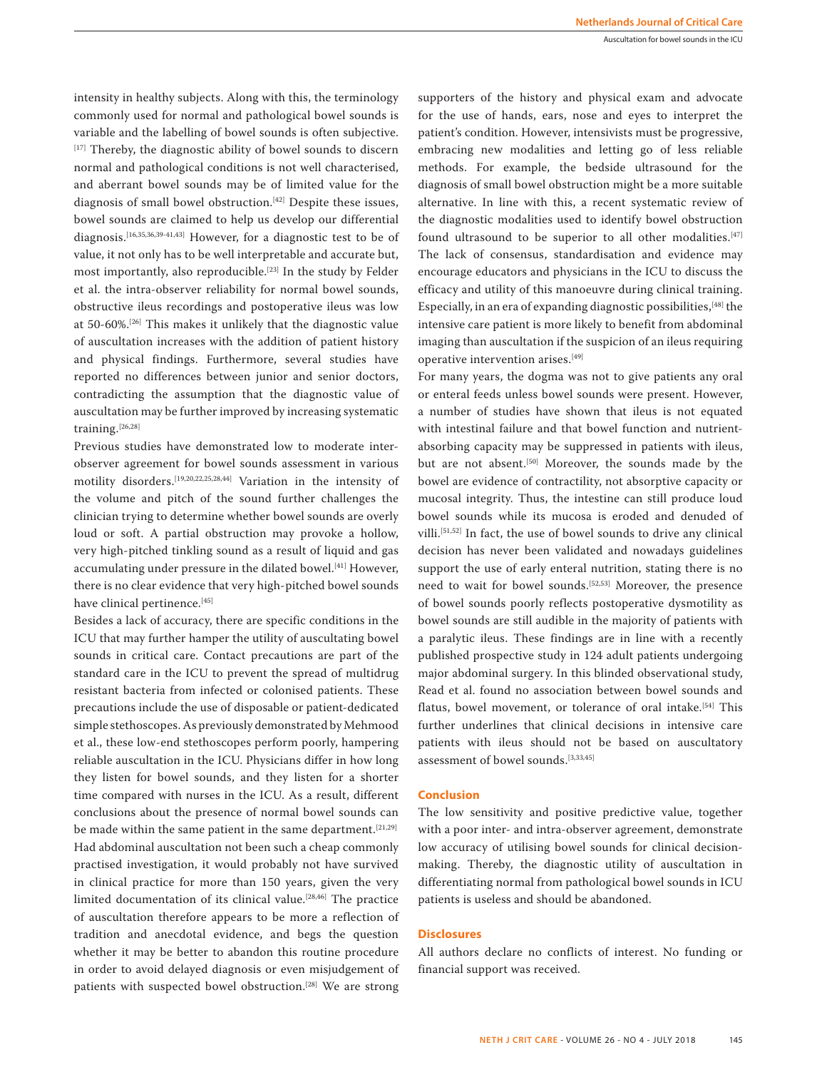intensity in healthy subjects. Along with this, the terminology commonly used for normal and pathological bowel sounds is variable and the labelling of bowel sounds is often subjective.[17] Thereby, the diagnostic ability of bowel sounds to discern normal and pathological conditions is not well characterised, and aberrant bowel sounds may be of limited value for the diagnosis of small bowel obstruction.[42] Despite these issues, bowel sounds are claimed to help us develop our differential diagnosis.[16,35,36,39-41,43] However, for a diagnostic test to be of value, it not only has to be well interpretable and accurate but, most importantly, also reproducible.[23] In the study by Felder et al. the intra-observer reliability for normal bowel sounds, obstructive ileus recordings and postoperative ileus was low at 50-60%.[26] This makes it unlikely that the diagnostic value of auscultation increases with the addition of patient history and physical findings. Furthermore, several studies have reported no differences between junior and senior doctors, contradicting the assumption that the diagnostic value of auscultation may be further improved by increasing systematic training.[26,28]

Previous studies have demonstrated low to moderate inter-observer agreement for bowel sounds assessment in various motility disorders.[19,20,22,25,28,44] Variation in the intensity of the volume and pitch of the sound further challenges the clinician trying to determine whether bowel sounds are overly loud or soft. A partial obstruction may provoke a hollow, very high-pitched tinkling sound as a result of liquid and gas accumulating under pressure in the dilated bowel.[41] However, there is no clear evidence that very high-pitched bowel sounds have clinical pertinence.[45]

Besides a lack of accuracy, there are specific conditions in the ICU that may further hamper the utility of auscultating bowel sounds in critical care. Contact precautions are part of the standard care in the ICU to prevent the spread of multidrug resistant bacteria from infected or colonised patients. These precautions include the use of disposable or patient-dedicated simple stethoscopes. As previously demonstrated by Mehmood et al., these low-end stethoscopes perform poorly, hampering reliable auscultation in the ICU. Physicians differ in how long they listen for bowel sounds, and they listen for a shorter time compared with nurses in the ICU. As a result, different conclusions about the presence of normal bowel sounds can be made within the same patient in the same department.[21,29] Had abdominal auscultation not been such a cheap commonly practised investigation, it would probably not have survived in clinical practice for more than 150 years, given the very limited documentation of its clinical value.[28,46] The practice of auscultation therefore appears to be more a reflection of tradition and anecdotal evidence, and begs the question whether it may be better to abandon this routine procedure in order to avoid delayed diagnosis or even misjudgement of patients with suspected bowel obstruction.[28] We are strong supporters of the history and physical exam and advocate for the use of hands, ears, nose and eyes to interpret the patient's condition. However, intensivists must be progressive, embracing new modalities and letting go of less reliable methods. For example, the bedside ultrasound for the diagnosis of small bowel obstruction might be a more suitable alternative. In line with this, a recent systematic review of the diagnostic modalities used to identify bowel obstruction found ultrasound to be superior to all other modalities.[47] The lack of consensus, standardisation and evidence may encourage educators and physicians in the ICU to discuss the efficacy and utility of this manoeuvre during clinical training. Especially, in an era of expanding diagnostic possibilities,[48] the intensive care patient is more likely to benefit from abdominal imaging than auscultation if the suspicion of an ileus requiring operative intervention arises.[49]

For many years, the dogma was not to give patients any oral or enteral feeds unless bowel sounds were present. However, a number of studies have shown that ileus is not equated with intestinal failure and that bowel function and nutrient-absorbing capacity may be suppressed in patients with ileus, but are not absent.[50] Moreover, the sounds made by the bowel are evidence of contractility, not absorptive capacity or mucosal integrity. Thus, the intestine can still produce loud bowel sounds while its mucosa is eroded and denuded of villi.[51,52] In fact, the use of bowel sounds to drive any clinical decision has never been validated and nowadays guidelines support the use of early enteral nutrition, stating there is no need to wait for bowel sounds.[52,53] Moreover, the presence of bowel sounds poorly reflects postoperative dysmotility as bowel sounds are still audible in the majority of patients with a paralytic ileus. These findings are in line with a recently published prospective study in 124 adult patients undergoing major abdominal surgery. In this blinded observational study, Read et al. found no association between bowel sounds and flatus, bowel movement, or tolerance of oral intake.[54] This further underlines that clinical decisions in intensive care patients with ileus should not be based on auscultatory assessment of bowel sounds.[3,33,45]

## Conclusion

The low sensitivity and positive predictive value, together with a poor inter- and intra-observer agreement, demonstrate low accuracy of utilising bowel sounds for clinical decision-making. Thereby, the diagnostic utility of auscultation in differentiating normal from pathological bowel sounds in ICU patients is useless and should be abandoned.

## Disclosures

All authors declare no conflicts of interest. No funding or financial support was received.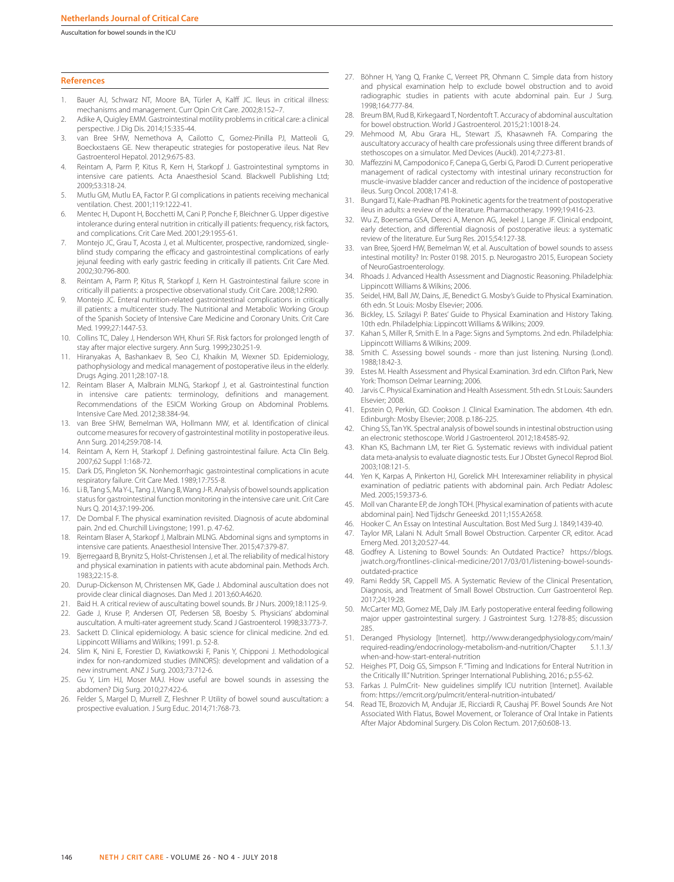## References

1. Bauer AJ, Schwarz NT, Moore BA, Türler A, Kalff JC. Ileus in critical illness: mechanisms and management. Curr Opin Crit Care. 2002;8:152–7.
2. Adike A, Quigley EMM. Gastrointestinal motility problems in critical care: a clinical perspective. J Dig Dis. 2014;15:335-44.
3. van Bree SHW, Nemethova A, Cailotto C, Gomez-Pinilla PJ, Matteoli G, Boeckxstaens GE. New therapeutic strategies for postoperative ileus. Nat Rev Gastroenterol Hepatol. 2012;9:675-83.
4. Reintam A, Parm P, Kitus R, Kern H, Starkopf J. Gastrointestinal symptoms in intensive care patients. Acta Anaesthesiol Scand. Blackwell Publishing Ltd; 2009;53:318-24.
5. Mutlu GM, Mutlu EA, Factor P. GI complications in patients receiving mechanical ventilation. Chest. 2001;119:1222-41.
6. Mentec H, Dupont H, Bocchetti M, Cani P, Ponche F, Bleichner G. Upper digestive intolerance during enteral nutrition in critically ill patients: frequency, risk factors, and complications. Crit Care Med. 2001;29:1955-61.
7. Montejo JC, Grau T, Acosta J, et al. Multicenter, prospective, randomized, single-blind study comparing the efficacy and gastrointestinal complications of early jejunal feeding with early gastric feeding in critically ill patients. Crit Care Med. 2002;30:796-800.
8. Reintam A, Parm P, Kitus R, Starkopf J, Kern H. Gastrointestinal failure score in critically ill patients: a prospective observational study. Crit Care. 2008;12:R90.
9. Montejo JC. Enteral nutrition-related gastrointestinal complications in critically ill patients: a multicenter study. The Nutritional and Metabolic Working Group of the Spanish Society of Intensive Care Medicine and Coronary Units. Crit Care Med. 1999;27:1447-53.
10. Collins TC, Daley J, Henderson WH, Khuri SF. Risk factors for prolonged length of stay after major elective surgery. Ann Surg. 1999;230:251-9.
11. Hiranyakas A, Bashankaev B, Seo CJ, Khaikin M, Wexner SD. Epidemiology, pathophysiology and medical management of postoperative ileus in the elderly. Drugs Aging. 2011;28:107-18.
12. Reintam Blaser A, Malbrain MLNG, Starkopf J, et al. Gastrointestinal function in intensive care patients: terminology, definitions and management. Recommendations of the ESICM Working Group on Abdominal Problems. Intensive Care Med. 2012;38:384-94.
13. van Bree SHW, Bemelman WA, Hollmann MW, et al. Identification of clinical outcome measures for recovery of gastrointestinal motility in postoperative ileus. Ann Surg. 2014;259:708-14.
14. Reintam A, Kern H, Starkopf J. Defining gastrointestinal failure. Acta Clin Belg. 2007;62 Suppl 1:168-72.
15. Dark DS, Pingleton SK. Nonhemorrhagic gastrointestinal complications in acute respiratory failure. Crit Care Med. 1989;17:755-8.
16. Li B, Tang S, Ma Y-L, Tang J, Wang B, Wang J-R. Analysis of bowel sounds application status for gastrointestinal function monitoring in the intensive care unit. Crit Care Nurs Q. 2014;37:199-206.
17. De Dombal F. The physical examination revisited. Diagnosis of acute abdominal pain. 2nd ed. Churchill Livingstone; 1991. p. 47-62.
18. Reintam Blaser A, Starkopf J, Malbrain MLNG. Abdominal signs and symptoms in intensive care patients. Anaesthesiol Intensive Ther. 2015;47:379-87.
19. Bjerregaard B, Brynitz S, Holst-Christensen J, et al. The reliability of medical history and physical examination in patients with acute abdominal pain. Methods Arch. 1983;22:15-8.
20. Durup-Dickenson M, Christensen MK, Gade J. Abdominal auscultation does not provide clear clinical diagnoses. Dan Med J. 2013;60:A4620.
21. Baid H. A critical review of auscultating bowel sounds. Br J Nurs. 2009;18:1125-9.
22. Gade J, Kruse P, Andersen OT, Pedersen SB, Boesby S. Physicians' abdominal auscultation. A multi-rater agreement study. Scand J Gastroenterol. 1998;33:773-7.
23. Sackett D. Clinical epidemiology. A basic science for clinical medicine. 2nd ed. Lippincott Williams and Wilkins; 1991. p. 52-8.
24. Slim K, Nini E, Forestier D, Kwiatkowski F, Panis Y, Chipponi J. Methodological index for non-randomized studies (MINORS): development and validation of a new instrument. ANZ J Surg. 2003;73:712-6.
25. Gu Y, Lim HJ, Moser MAJ. How useful are bowel sounds in assessing the abdomen? Dig Surg. 2010;27:422-6.
26. Felder S, Margel D, Murrell Z, Fleshner P. Utility of bowel sound auscultation: a prospective evaluation. J Surg Educ. 2014;71:768-73.
27. Böhner H, Yang Q, Franke C, Verreet PR, Ohmann C. Simple data from history and physical examination help to exclude bowel obstruction and to avoid radiographic studies in patients with acute abdominal pain. Eur J Surg. 1998;164:777-84.
28. Breum BM, Rud B, Kirkegaard T, Nordentoft T. Accuracy of abdominal auscultation for bowel obstruction. World J Gastroenterol. 2015;21:10018-24.
29. Mehmood M, Abu Grara HL, Stewart JS, Khasawneh FA. Comparing the auscultatory accuracy of health care professionals using three different brands of stethoscopes on a simulator. Med Devices (Auckl). 2014;7:273-81.
30. Maffezzini M, Campodonico F, Canepa G, Gerbi G, Parodi D. Current perioperative management of radical cystectomy with intestinal urinary reconstruction for muscle-invasive bladder cancer and reduction of the incidence of postoperative ileus. Surg Oncol. 2008;17:41-8.
31. Bungard TJ, Kale-Pradhan PB. Prokinetic agents for the treatment of postoperative ileus in adults: a review of the literature. Pharmacotherapy. 1999;19:416-23.
32. Wu Z, Boersema GSA, Dereci A, Menon AG, Jeekel J, Lange JF. Clinical endpoint, early detection, and differential diagnosis of postoperative ileus: a systematic review of the literature. Eur Surg Res. 2015;54:127-38.
33. van Bree, Sjoerd HW, Bemelman W, et al. Auscultation of bowel sounds to assess intestinal motility? In: Poster 0198. 2015. p. Neurogastro 2015, European Society of NeuroGastroenterology.
34. Rhoads J. Advanced Health Assessment and Diagnostic Reasoning. Philadelphia: Lippincott Williams & Wilkins; 2006.
35. Seidel, HM, Ball JW, Dains, JE, Benedict G. Mosby's Guide to Physical Examination. 6th edn. St Louis: Mosby Elsevier; 2006.
36. Bickley, LS. Szilagyi P. Bates' Guide to Physical Examination and History Taking. 10th edn. Philadelphia: Lippincott Williams & Wilkins; 2009.
37. Kahan S, Miller R, Smith E. In a Page: Signs and Symptoms. 2nd edn. Philadelphia: Lippincott Williams & Wilkins; 2009.
38. Smith C. Assessing bowel sounds - more than just listening. Nursing (Lond). 1988;18:42-3.
39. Estes M. Health Assessment and Physical Examination. 3rd edn. Clifton Park, New York: Thomson Delmar Learning; 2006.
40. Jarvis C. Physical Examination and Health Assessment. 5th edn. St Louis: Saunders Elsevier; 2008.
41. Epstein O, Perkin, GD. Cookson J. Clinical Examination. The abdomen. 4th edn. Edinburgh: Mosby Elsevier; 2008. p.186-225.
42. Ching SS, Tan YK. Spectral analysis of bowel sounds in intestinal obstruction using an electronic stethoscope. World J Gastroenterol. 2012;18:4585-92.
43. Khan KS, Bachmann LM, ter Riet G. Systematic reviews with individual patient data meta-analysis to evaluate diagnostic tests. Eur J Obstet Gynecol Reprod Biol. 2003;108:121-5.
44. Yen K, Karpas A, Pinkerton HJ, Gorelick MH. Interexaminer reliability in physical examination of pediatric patients with abdominal pain. Arch Pediatr Adolesc Med. 2005;159:373-6.
45. Moll van Charante EP, de Jongh TOH. [Physical examination of patients with acute abdominal pain]. Ned Tijdschr Geneeskd. 2011;155:A2658.
46. Hooker C. An Essay on Intestinal Auscultation. Bost Med Surg J. 1849;1439-40.
47. Taylor MR, Lalani N. Adult Small Bowel Obstruction. Carpenter CR, editor. Acad Emerg Med. 2013;20:527-44.
48. Godfrey A. Listening to Bowel Sounds: An Outdated Practice? https://blogs.jwatch.org/frontlines-clinical-medicine/2017/03/01/listening-bowel-sounds-outdated-practice
49. Rami Reddy SR, Cappell MS. A Systematic Review of the Clinical Presentation, Diagnosis, and Treatment of Small Bowel Obstruction. Curr Gastroenterol Rep. 2017;24;19:28.
50. McCarter MD, Gomez ME, Daly JM. Early postoperative enteral feeding following major upper gastrointestinal surgery. J Gastrointest Surg. 1:278-85; discussion 285.
51. Deranged Physiology [Internet]. http://www.derangedphysiology.com/main/required-reading/endocrinology-metabolism-and-nutrition/Chapter 5.1.1.3/when-and-how-start-enteral-nutrition
52. Heighes PT, Doig GS, Simpson F. "Timing and Indications for Enteral Nutrition in the Critically Ill." Nutrition. Springer International Publishing, 2016.; p.55-62.
53. Farkas J. PulmCrit- New guidelines simplify ICU nutrition [Internet]. Available from: https://emcrit.org/pulmcrit/enteral-nutrition-intubated/
54. Read TE, Brozovich M, Andujar JE, Ricciardi R, Caushaj PF. Bowel Sounds Are Not Associated With Flatus, Bowel Movement, or Tolerance of Oral Intake in Patients After Major Abdominal Surgery. Dis Colon Rectum. 2017;60:608-13.